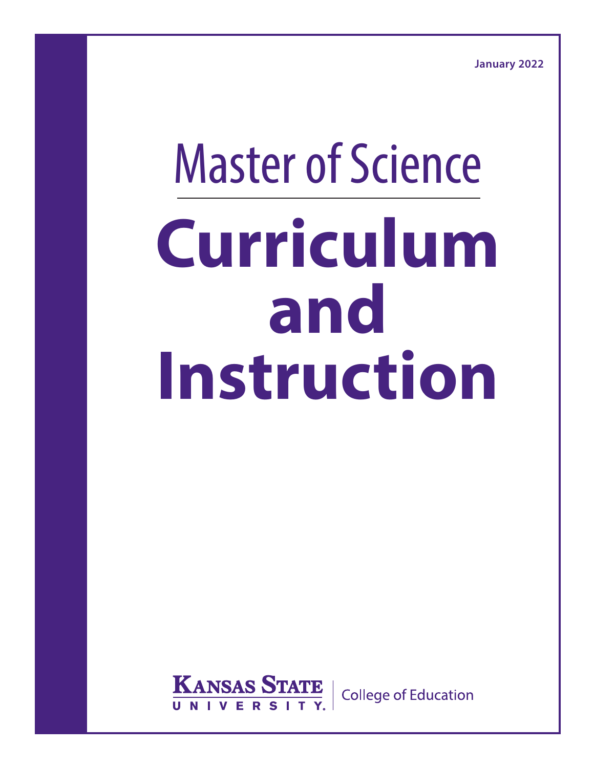January 2022

# Master of Science

# Curriculum and Instruction

Kansas State University | College of Education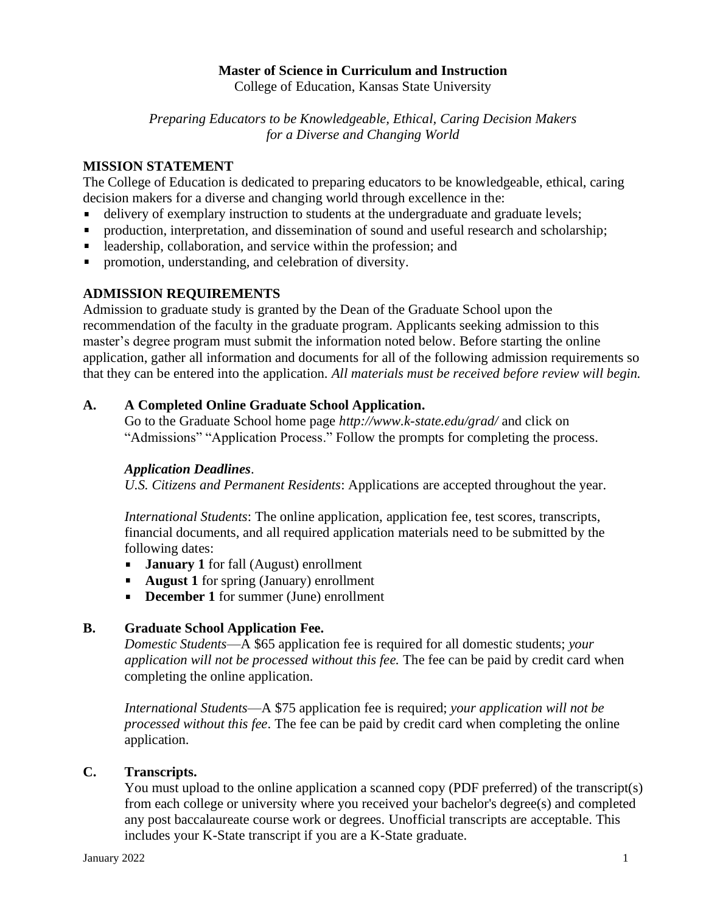**Master of Science in Curriculum and Instruction**
College of Education, Kansas State University

*Preparing Educators to be Knowledgeable, Ethical, Caring Decision Makers for a Diverse and Changing World*

## MISSION STATEMENT

The College of Education is dedicated to preparing educators to be knowledgeable, ethical, caring decision makers for a diverse and changing world through excellence in the:

- delivery of exemplary instruction to students at the undergraduate and graduate levels;
- production, interpretation, and dissemination of sound and useful research and scholarship;
- leadership, collaboration, and service within the profession; and
- promotion, understanding, and celebration of diversity.

## ADMISSION REQUIREMENTS

Admission to graduate study is granted by the Dean of the Graduate School upon the recommendation of the faculty in the graduate program. Applicants seeking admission to this master's degree program must submit the information noted below. Before starting the online application, gather all information and documents for all of the following admission requirements so that they can be entered into the application. *All materials must be received before review will begin.*

### A. A Completed Online Graduate School Application.

Go to the Graduate School home page *http://www.k-state.edu/grad/* and click on "Admissions" "Application Process." Follow the prompts for completing the process.

***Application Deadlines***.

*U.S. Citizens and Permanent Residents*: Applications are accepted throughout the year.

*International Students*: The online application, application fee, test scores, transcripts, financial documents, and all required application materials need to be submitted by the following dates:

- **January 1** for fall (August) enrollment
- **August 1** for spring (January) enrollment
- **December 1** for summer (June) enrollment

### B. Graduate School Application Fee.

*Domestic Students*—A $65 application fee is required for all domestic students; *your application will not be processed without this fee.* The fee can be paid by credit card when completing the online application.

*International Students*—A $75 application fee is required; *your application will not be processed without this fee*. The fee can be paid by credit card when completing the online application.

### C. Transcripts.

You must upload to the online application a scanned copy (PDF preferred) of the transcript(s) from each college or university where you received your bachelor's degree(s) and completed any post baccalaureate course work or degrees. Unofficial transcripts are acceptable. This includes your K-State transcript if you are a K-State graduate.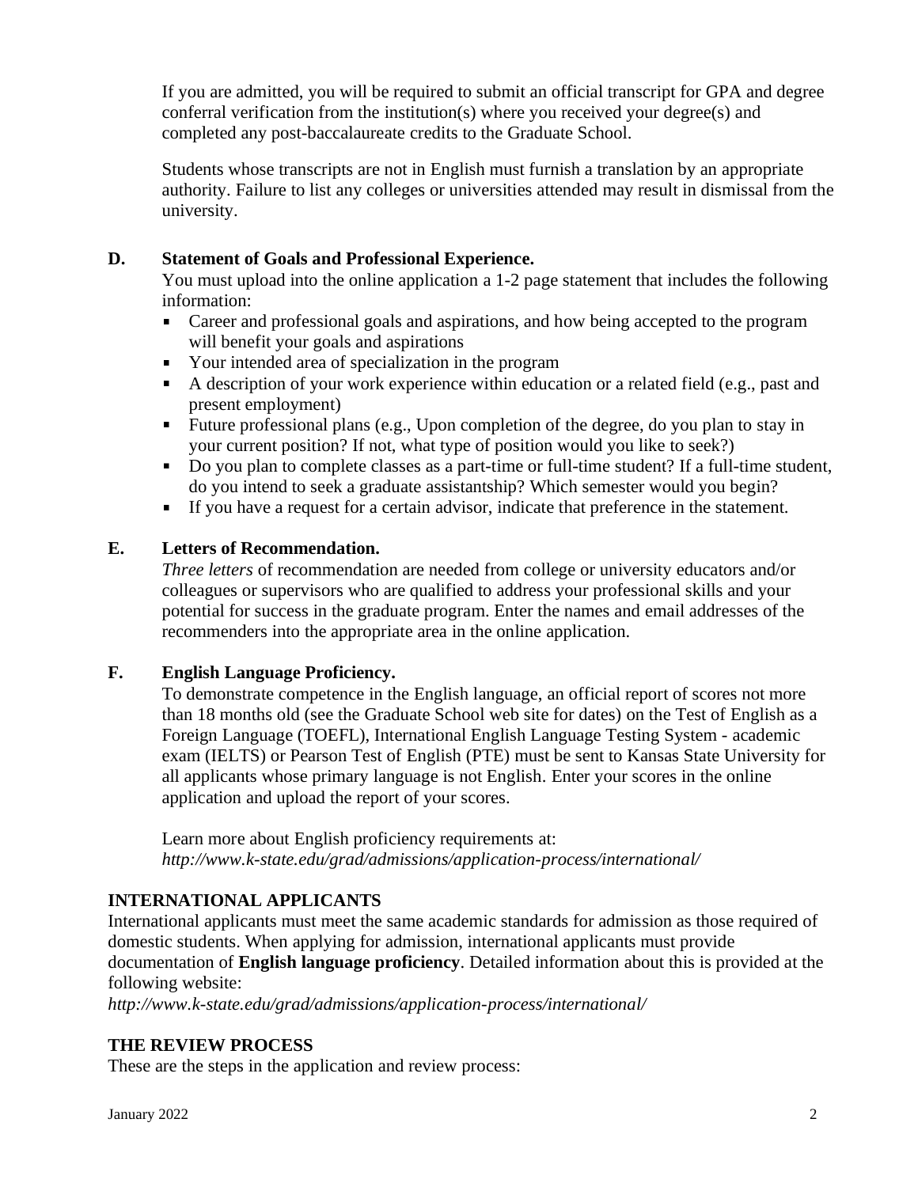If you are admitted, you will be required to submit an official transcript for GPA and degree conferral verification from the institution(s) where you received your degree(s) and completed any post-baccalaureate credits to the Graduate School.

Students whose transcripts are not in English must furnish a translation by an appropriate authority. Failure to list any colleges or universities attended may result in dismissal from the university.

**D. Statement of Goals and Professional Experience.**

You must upload into the online application a 1-2 page statement that includes the following information:

- Career and professional goals and aspirations, and how being accepted to the program will benefit your goals and aspirations
- Your intended area of specialization in the program
- A description of your work experience within education or a related field (e.g., past and present employment)
- Future professional plans (e.g., Upon completion of the degree, do you plan to stay in your current position? If not, what type of position would you like to seek?)
- Do you plan to complete classes as a part-time or full-time student? If a full-time student, do you intend to seek a graduate assistantship? Which semester would you begin?
- If you have a request for a certain advisor, indicate that preference in the statement.

**E. Letters of Recommendation.**

*Three letters* of recommendation are needed from college or university educators and/or colleagues or supervisors who are qualified to address your professional skills and your potential for success in the graduate program. Enter the names and email addresses of the recommenders into the appropriate area in the online application.

**F. English Language Proficiency.**

To demonstrate competence in the English language, an official report of scores not more than 18 months old (see the Graduate School web site for dates) on the Test of English as a Foreign Language (TOEFL), International English Language Testing System - academic exam (IELTS) or Pearson Test of English (PTE) must be sent to Kansas State University for all applicants whose primary language is not English. Enter your scores in the online application and upload the report of your scores.

Learn more about English proficiency requirements at:
*http://www.k-state.edu/grad/admissions/application-process/international/*

## INTERNATIONAL APPLICANTS

International applicants must meet the same academic standards for admission as those required of domestic students. When applying for admission, international applicants must provide documentation of **English language proficiency**. Detailed information about this is provided at the following website:
*http://www.k-state.edu/grad/admissions/application-process/international/*

## THE REVIEW PROCESS

These are the steps in the application and review process: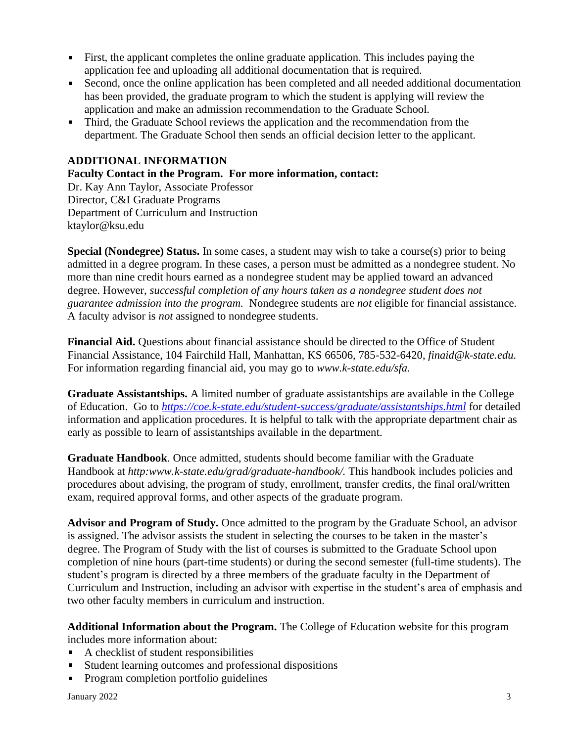- First, the applicant completes the online graduate application. This includes paying the application fee and uploading all additional documentation that is required.
- Second, once the online application has been completed and all needed additional documentation has been provided, the graduate program to which the student is applying will review the application and make an admission recommendation to the Graduate School.
- Third, the Graduate School reviews the application and the recommendation from the department. The Graduate School then sends an official decision letter to the applicant.

## ADDITIONAL INFORMATION

**Faculty Contact in the Program. For more information, contact:**

Dr. Kay Ann Taylor, Associate Professor
Director, C&I Graduate Programs
Department of Curriculum and Instruction
ktaylor@ksu.edu

**Special (Nondegree) Status.** In some cases, a student may wish to take a course(s) prior to being admitted in a degree program. In these cases, a person must be admitted as a nondegree student. No more than nine credit hours earned as a nondegree student may be applied toward an advanced degree. However, *successful completion of any hours taken as a nondegree student does not guarantee admission into the program.* Nondegree students are *not* eligible for financial assistance. A faculty advisor is *not* assigned to nondegree students.

**Financial Aid.** Questions about financial assistance should be directed to the Office of Student Financial Assistance, 104 Fairchild Hall, Manhattan, KS 66506, 785-532-6420, *finaid@k-state.edu.* For information regarding financial aid, you may go to *www.k-state.edu/sfa.*

**Graduate Assistantships.** A limited number of graduate assistantships are available in the College of Education. Go to *https://coe.k-state.edu/student-success/graduate/assistantships.html* for detailed information and application procedures. It is helpful to talk with the appropriate department chair as early as possible to learn of assistantships available in the department.

**Graduate Handbook**. Once admitted, students should become familiar with the Graduate Handbook at *http:www.k-state.edu/grad/graduate-handbook/.* This handbook includes policies and procedures about advising, the program of study, enrollment, transfer credits, the final oral/written exam, required approval forms, and other aspects of the graduate program.

**Advisor and Program of Study.** Once admitted to the program by the Graduate School, an advisor is assigned. The advisor assists the student in selecting the courses to be taken in the master's degree. The Program of Study with the list of courses is submitted to the Graduate School upon completion of nine hours (part-time students) or during the second semester (full-time students). The student's program is directed by a three members of the graduate faculty in the Department of Curriculum and Instruction, including an advisor with expertise in the student's area of emphasis and two other faculty members in curriculum and instruction.

**Additional Information about the Program.** The College of Education website for this program includes more information about:

- A checklist of student responsibilities
- Student learning outcomes and professional dispositions
- Program completion portfolio guidelines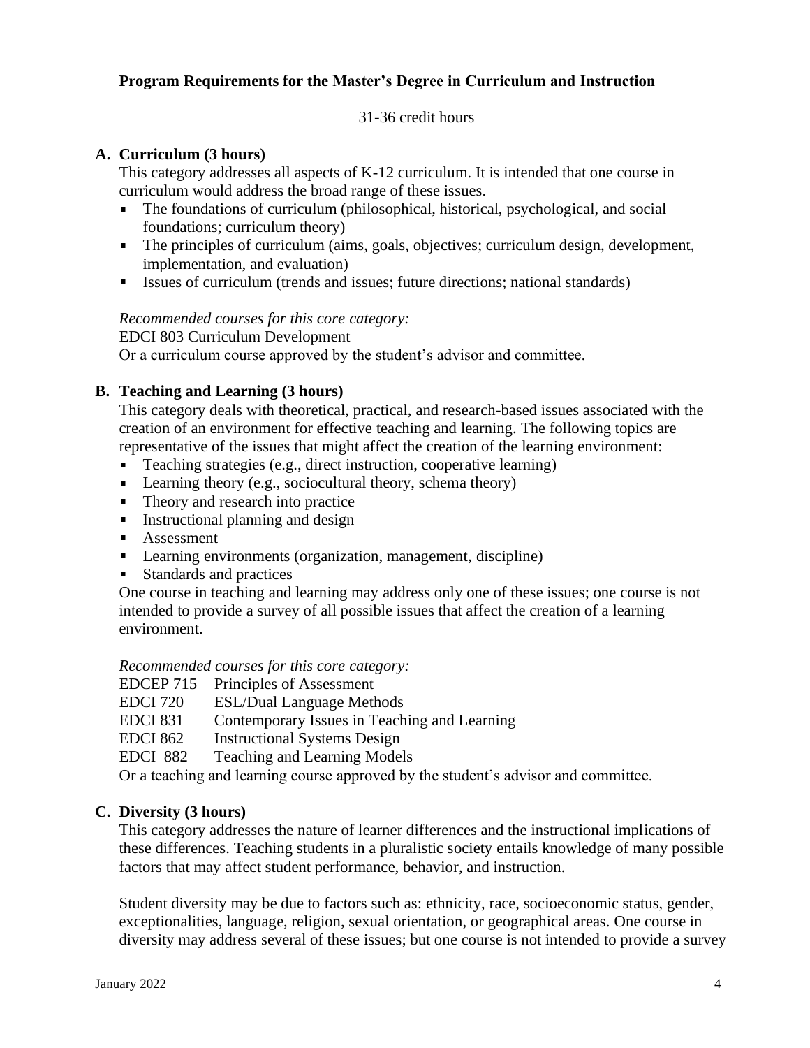**Program Requirements for the Master's Degree in Curriculum and Instruction**

31-36 credit hours

**A. Curriculum (3 hours)**

This category addresses all aspects of K-12 curriculum. It is intended that one course in curriculum would address the broad range of these issues.

- The foundations of curriculum (philosophical, historical, psychological, and social foundations; curriculum theory)
- The principles of curriculum (aims, goals, objectives; curriculum design, development, implementation, and evaluation)
- Issues of curriculum (trends and issues; future directions; national standards)

*Recommended courses for this core category:*

EDCI 803 Curriculum Development

Or a curriculum course approved by the student's advisor and committee.

**B. Teaching and Learning (3 hours)**

This category deals with theoretical, practical, and research-based issues associated with the creation of an environment for effective teaching and learning. The following topics are representative of the issues that might affect the creation of the learning environment:

- Teaching strategies (e.g., direct instruction, cooperative learning)
- Learning theory (e.g., sociocultural theory, schema theory)
- Theory and research into practice
- Instructional planning and design
- Assessment
- Learning environments (organization, management, discipline)
- Standards and practices

One course in teaching and learning may address only one of these issues; one course is not intended to provide a survey of all possible issues that affect the creation of a learning environment.

*Recommended courses for this core category:*

EDCEP 715 Principles of Assessment
EDCI 720 ESL/Dual Language Methods
EDCI 831 Contemporary Issues in Teaching and Learning
EDCI 862 Instructional Systems Design
EDCI 882 Teaching and Learning Models

Or a teaching and learning course approved by the student's advisor and committee.

**C. Diversity (3 hours)**

This category addresses the nature of learner differences and the instructional implications of these differences. Teaching students in a pluralistic society entails knowledge of many possible factors that may affect student performance, behavior, and instruction.

Student diversity may be due to factors such as: ethnicity, race, socioeconomic status, gender, exceptionalities, language, religion, sexual orientation, or geographical areas. One course in diversity may address several of these issues; but one course is not intended to provide a survey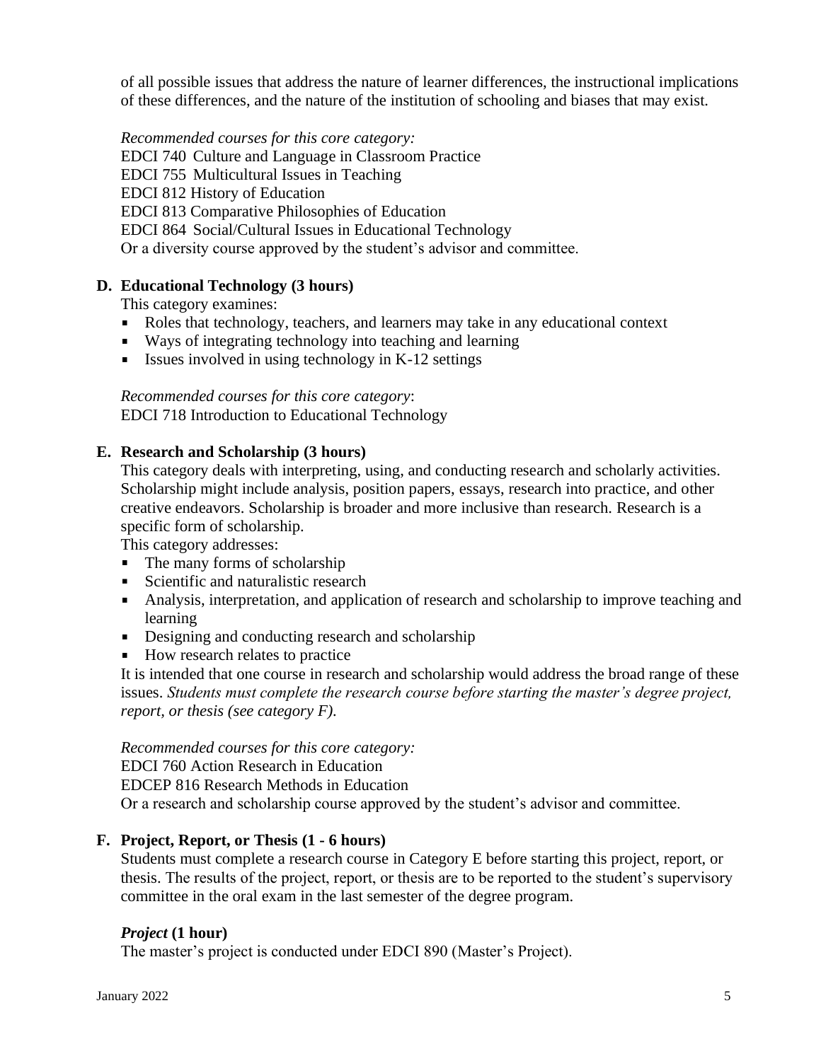of all possible issues that address the nature of learner differences, the instructional implications of these differences, and the nature of the institution of schooling and biases that may exist.

*Recommended courses for this core category:*
EDCI 740 Culture and Language in Classroom Practice
EDCI 755 Multicultural Issues in Teaching
EDCI 812 History of Education
EDCI 813 Comparative Philosophies of Education
EDCI 864 Social/Cultural Issues in Educational Technology
Or a diversity course approved by the student's advisor and committee.

### D. Educational Technology (3 hours)

This category examines:

- Roles that technology, teachers, and learners may take in any educational context
- Ways of integrating technology into teaching and learning
- Issues involved in using technology in K-12 settings

*Recommended courses for this core category*:
EDCI 718 Introduction to Educational Technology

### E. Research and Scholarship (3 hours)

This category deals with interpreting, using, and conducting research and scholarly activities. Scholarship might include analysis, position papers, essays, research into practice, and other creative endeavors. Scholarship is broader and more inclusive than research. Research is a specific form of scholarship.

This category addresses:

- The many forms of scholarship
- Scientific and naturalistic research
- Analysis, interpretation, and application of research and scholarship to improve teaching and learning
- Designing and conducting research and scholarship
- How research relates to practice

It is intended that one course in research and scholarship would address the broad range of these issues. *Students must complete the research course before starting the master's degree project, report, or thesis (see category F).*

*Recommended courses for this core category:*
EDCI 760 Action Research in Education
EDCEP 816 Research Methods in Education
Or a research and scholarship course approved by the student's advisor and committee.

### F. Project, Report, or Thesis (1 - 6 hours)

Students must complete a research course in Category E before starting this project, report, or thesis. The results of the project, report, or thesis are to be reported to the student's supervisory committee in the oral exam in the last semester of the degree program.

***Project*** **(1 hour)**

The master's project is conducted under EDCI 890 (Master's Project).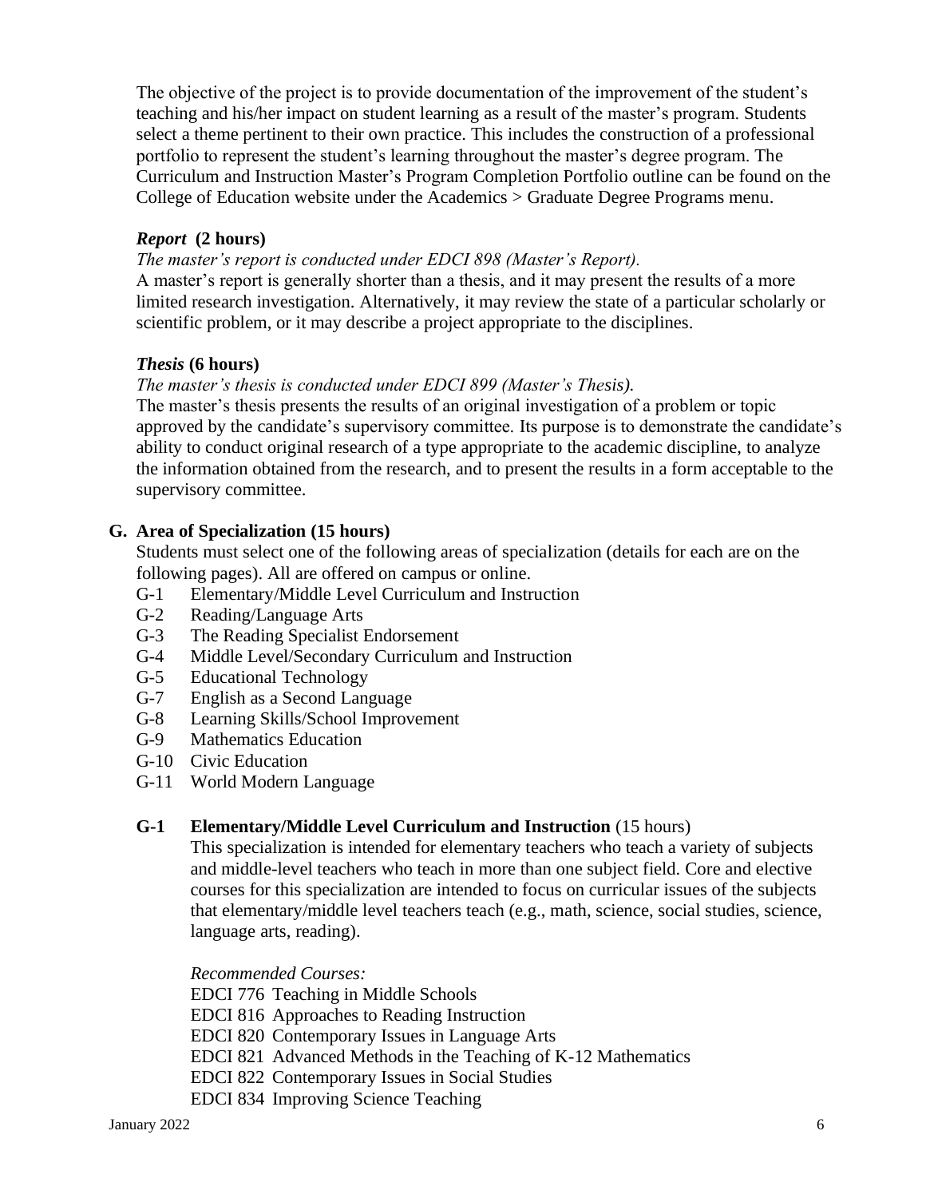The objective of the project is to provide documentation of the improvement of the student's teaching and his/her impact on student learning as a result of the master's program. Students select a theme pertinent to their own practice. This includes the construction of a professional portfolio to represent the student's learning throughout the master's degree program. The Curriculum and Instruction Master's Program Completion Portfolio outline can be found on the College of Education website under the Academics > Graduate Degree Programs menu.

***Report* (2 hours)**

*The master's report is conducted under EDCI 898 (Master's Report).*

A master's report is generally shorter than a thesis, and it may present the results of a more limited research investigation. Alternatively, it may review the state of a particular scholarly or scientific problem, or it may describe a project appropriate to the disciplines.

***Thesis* (6 hours)**

*The master's thesis is conducted under EDCI 899 (Master's Thesis).*

The master's thesis presents the results of an original investigation of a problem or topic approved by the candidate's supervisory committee. Its purpose is to demonstrate the candidate's ability to conduct original research of a type appropriate to the academic discipline, to analyze the information obtained from the research, and to present the results in a form acceptable to the supervisory committee.

## G. Area of Specialization (15 hours)

Students must select one of the following areas of specialization (details for each are on the following pages). All are offered on campus or online.

- G-1 Elementary/Middle Level Curriculum and Instruction
- G-2 Reading/Language Arts
- G-3 The Reading Specialist Endorsement
- G-4 Middle Level/Secondary Curriculum and Instruction
- G-5 Educational Technology
- G-7 English as a Second Language
- G-8 Learning Skills/School Improvement
- G-9 Mathematics Education
- G-10 Civic Education
- G-11 World Modern Language

### G-1 Elementary/Middle Level Curriculum and Instruction (15 hours)

This specialization is intended for elementary teachers who teach a variety of subjects and middle-level teachers who teach in more than one subject field. Core and elective courses for this specialization are intended to focus on curricular issues of the subjects that elementary/middle level teachers teach (e.g., math, science, social studies, science, language arts, reading).

*Recommended Courses:*

EDCI 776 Teaching in Middle Schools
EDCI 816 Approaches to Reading Instruction
EDCI 820 Contemporary Issues in Language Arts
EDCI 821 Advanced Methods in the Teaching of K-12 Mathematics
EDCI 822 Contemporary Issues in Social Studies
EDCI 834 Improving Science Teaching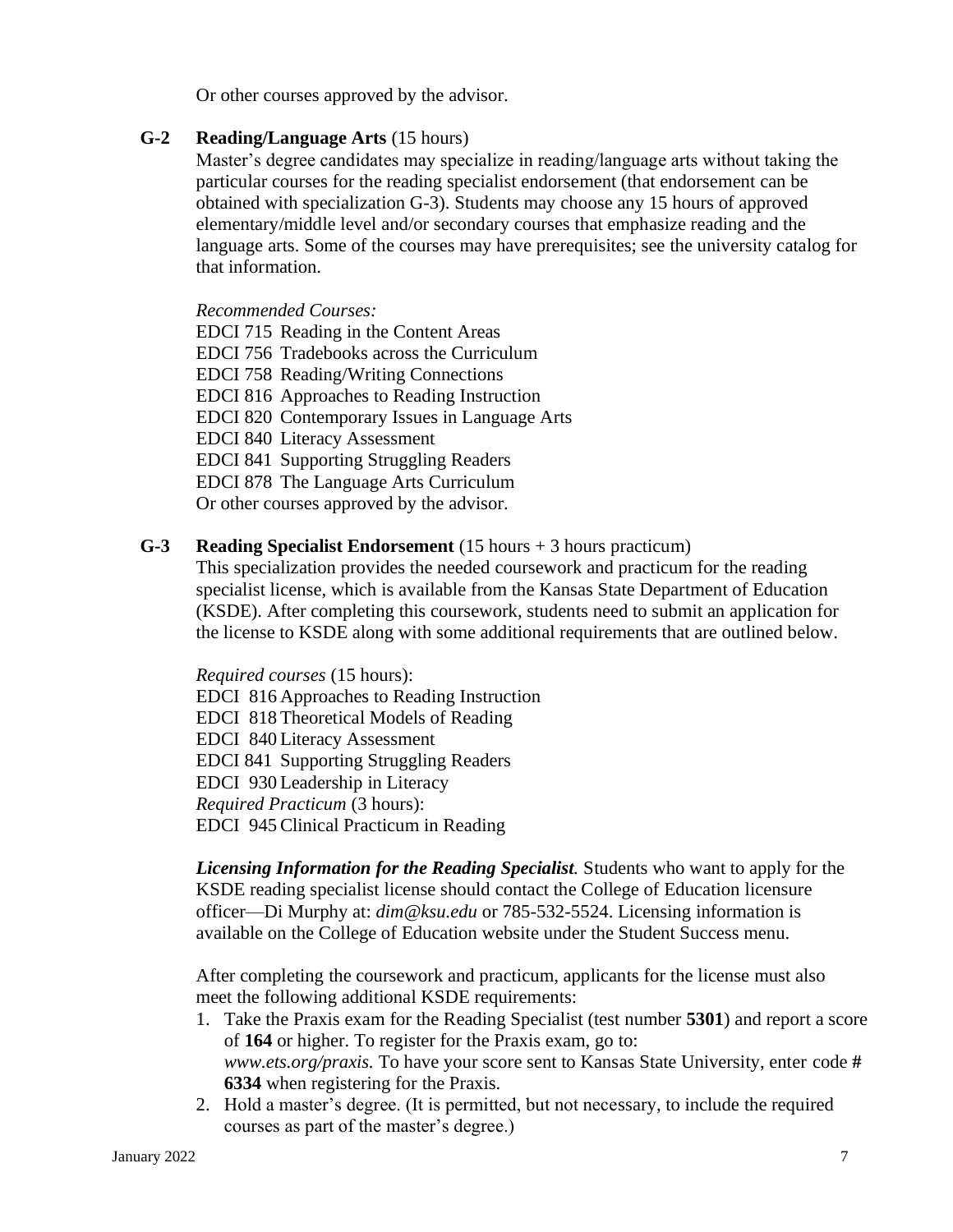Or other courses approved by the advisor.

### G-2 Reading/Language Arts (15 hours)

Master's degree candidates may specialize in reading/language arts without taking the particular courses for the reading specialist endorsement (that endorsement can be obtained with specialization G-3). Students may choose any 15 hours of approved elementary/middle level and/or secondary courses that emphasize reading and the language arts. Some of the courses may have prerequisites; see the university catalog for that information.

*Recommended Courses:*

EDCI 715 Reading in the Content Areas
EDCI 756 Tradebooks across the Curriculum
EDCI 758 Reading/Writing Connections
EDCI 816 Approaches to Reading Instruction
EDCI 820 Contemporary Issues in Language Arts
EDCI 840 Literacy Assessment
EDCI 841 Supporting Struggling Readers
EDCI 878 The Language Arts Curriculum
Or other courses approved by the advisor.

### G-3 Reading Specialist Endorsement (15 hours + 3 hours practicum)

This specialization provides the needed coursework and practicum for the reading specialist license, which is available from the Kansas State Department of Education (KSDE). After completing this coursework, students need to submit an application for the license to KSDE along with some additional requirements that are outlined below.

*Required courses* (15 hours):

EDCI 816 Approaches to Reading Instruction
EDCI 818 Theoretical Models of Reading
EDCI 840 Literacy Assessment
EDCI 841 Supporting Struggling Readers
EDCI 930 Leadership in Literacy

*Required Practicum* (3 hours):

EDCI 945 Clinical Practicum in Reading

***Licensing Information for the Reading Specialist.*** Students who want to apply for the KSDE reading specialist license should contact the College of Education licensure officer—Di Murphy at: *dim@ksu.edu* or 785-532-5524. Licensing information is available on the College of Education website under the Student Success menu.

After completing the coursework and practicum, applicants for the license must also meet the following additional KSDE requirements:

1. Take the Praxis exam for the Reading Specialist (test number **5301**) and report a score of **164** or higher. To register for the Praxis exam, go to: *www.ets.org/praxis.* To have your score sent to Kansas State University, enter code **# 6334** when registering for the Praxis.
2. Hold a master's degree. (It is permitted, but not necessary, to include the required courses as part of the master's degree.)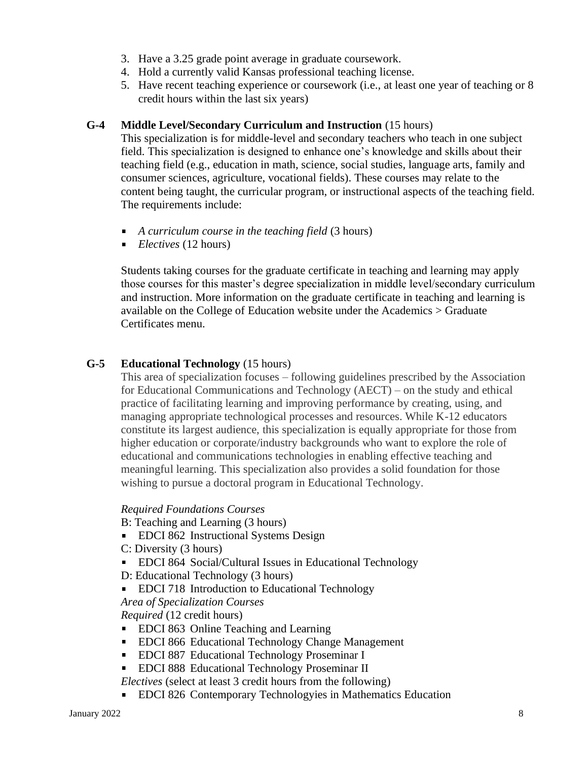3. Have a 3.25 grade point average in graduate coursework.
4. Hold a currently valid Kansas professional teaching license.
5. Have recent teaching experience or coursework (i.e., at least one year of teaching or 8 credit hours within the last six years)

### G-4 Middle Level/Secondary Curriculum and Instruction (15 hours)

This specialization is for middle-level and secondary teachers who teach in one subject field. This specialization is designed to enhance one's knowledge and skills about their teaching field (e.g., education in math, science, social studies, language arts, family and consumer sciences, agriculture, vocational fields). These courses may relate to the content being taught, the curricular program, or instructional aspects of the teaching field. The requirements include:

- *A curriculum course in the teaching field* (3 hours)
- *Electives* (12 hours)

Students taking courses for the graduate certificate in teaching and learning may apply those courses for this master's degree specialization in middle level/secondary curriculum and instruction. More information on the graduate certificate in teaching and learning is available on the College of Education website under the Academics > Graduate Certificates menu.

### G-5 Educational Technology (15 hours)

This area of specialization focuses – following guidelines prescribed by the Association for Educational Communications and Technology (AECT) – on the study and ethical practice of facilitating learning and improving performance by creating, using, and managing appropriate technological processes and resources. While K-12 educators constitute its largest audience, this specialization is equally appropriate for those from higher education or corporate/industry backgrounds who want to explore the role of educational and communications technologies in enabling effective teaching and meaningful learning. This specialization also provides a solid foundation for those wishing to pursue a doctoral program in Educational Technology.

*Required Foundations Courses*

B: Teaching and Learning (3 hours)

- EDCI 862 Instructional Systems Design

C: Diversity (3 hours)

- EDCI 864 Social/Cultural Issues in Educational Technology

D: Educational Technology (3 hours)

- EDCI 718 Introduction to Educational Technology

*Area of Specialization Courses*

*Required* (12 credit hours)

- EDCI 863 Online Teaching and Learning
- EDCI 866 Educational Technology Change Management
- EDCI 887 Educational Technology Proseminar I
- EDCI 888 Educational Technology Proseminar II

*Electives* (select at least 3 credit hours from the following)

- EDCI 826 Contemporary Technologyies in Mathematics Education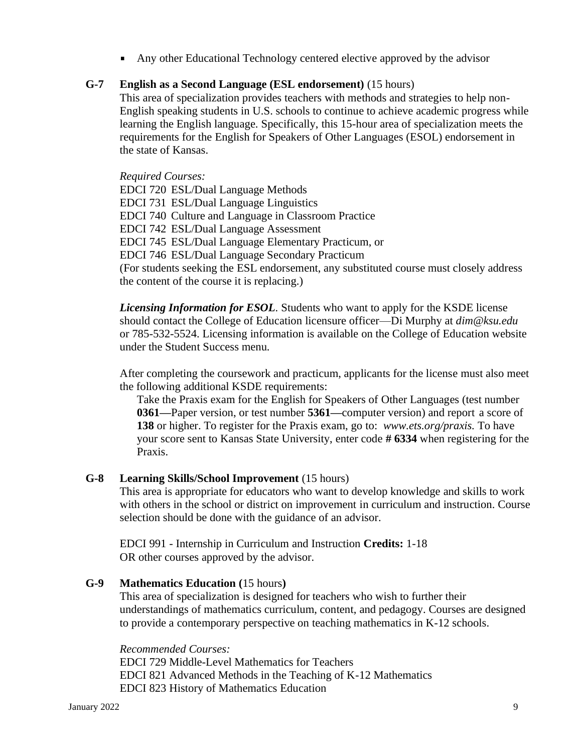- Any other Educational Technology centered elective approved by the advisor

### G-7 English as a Second Language (ESL endorsement) (15 hours)

This area of specialization provides teachers with methods and strategies to help non-English speaking students in U.S. schools to continue to achieve academic progress while learning the English language. Specifically, this 15-hour area of specialization meets the requirements for the English for Speakers of Other Languages (ESOL) endorsement in the state of Kansas.

*Required Courses:*

EDCI 720 ESL/Dual Language Methods
EDCI 731 ESL/Dual Language Linguistics
EDCI 740 Culture and Language in Classroom Practice
EDCI 742 ESL/Dual Language Assessment
EDCI 745 ESL/Dual Language Elementary Practicum, or
EDCI 746 ESL/Dual Language Secondary Practicum
(For students seeking the ESL endorsement, any substituted course must closely address the content of the course it is replacing.)

***Licensing Information for ESOL***. Students who want to apply for the KSDE license should contact the College of Education licensure officer—Di Murphy at *dim@ksu.edu* or 785-532-5524. Licensing information is available on the College of Education website under the Student Success menu*.*

After completing the coursework and practicum, applicants for the license must also meet the following additional KSDE requirements:

Take the Praxis exam for the English for Speakers of Other Languages (test number **0361—**Paper version, or test number **5361—**computer version) and report a score of **138** or higher. To register for the Praxis exam, go to: *www.ets.org/praxis.* To have your score sent to Kansas State University, enter code **# 6334** when registering for the Praxis.

### G-8 Learning Skills/School Improvement (15 hours)

This area is appropriate for educators who want to develop knowledge and skills to work with others in the school or district on improvement in curriculum and instruction. Course selection should be done with the guidance of an advisor.

EDCI 991 - Internship in Curriculum and Instruction **Credits:** 1-18
OR other courses approved by the advisor.

### G-9 Mathematics Education (15 hours)

This area of specialization is designed for teachers who wish to further their understandings of mathematics curriculum, content, and pedagogy. Courses are designed to provide a contemporary perspective on teaching mathematics in K-12 schools.

*Recommended Courses:*

EDCI 729 Middle-Level Mathematics for Teachers
EDCI 821 Advanced Methods in the Teaching of K-12 Mathematics
EDCI 823 History of Mathematics Education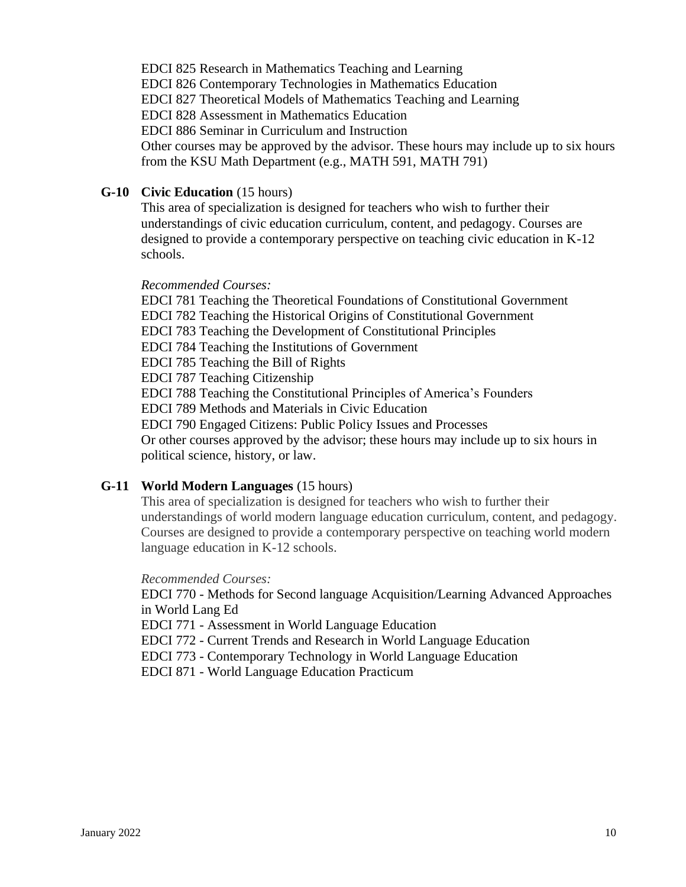EDCI 825 Research in Mathematics Teaching and Learning
EDCI 826 Contemporary Technologies in Mathematics Education
EDCI 827 Theoretical Models of Mathematics Teaching and Learning
EDCI 828 Assessment in Mathematics Education
EDCI 886 Seminar in Curriculum and Instruction
Other courses may be approved by the advisor. These hours may include up to six hours from the KSU Math Department (e.g., MATH 591, MATH 791)

**G-10 Civic Education** (15 hours)

This area of specialization is designed for teachers who wish to further their understandings of civic education curriculum, content, and pedagogy. Courses are designed to provide a contemporary perspective on teaching civic education in K-12 schools.

*Recommended Courses:*

EDCI 781 Teaching the Theoretical Foundations of Constitutional Government
EDCI 782 Teaching the Historical Origins of Constitutional Government
EDCI 783 Teaching the Development of Constitutional Principles
EDCI 784 Teaching the Institutions of Government
EDCI 785 Teaching the Bill of Rights
EDCI 787 Teaching Citizenship
EDCI 788 Teaching the Constitutional Principles of America's Founders
EDCI 789 Methods and Materials in Civic Education
EDCI 790 Engaged Citizens: Public Policy Issues and Processes
Or other courses approved by the advisor; these hours may include up to six hours in political science, history, or law.

**G-11 World Modern Languages** (15 hours)

This area of specialization is designed for teachers who wish to further their understandings of world modern language education curriculum, content, and pedagogy. Courses are designed to provide a contemporary perspective on teaching world modern language education in K-12 schools.

*Recommended Courses:*

EDCI 770 - Methods for Second language Acquisition/Learning Advanced Approaches in World Lang Ed
EDCI 771 - Assessment in World Language Education
EDCI 772 - Current Trends and Research in World Language Education
EDCI 773 - Contemporary Technology in World Language Education
EDCI 871 - World Language Education Practicum